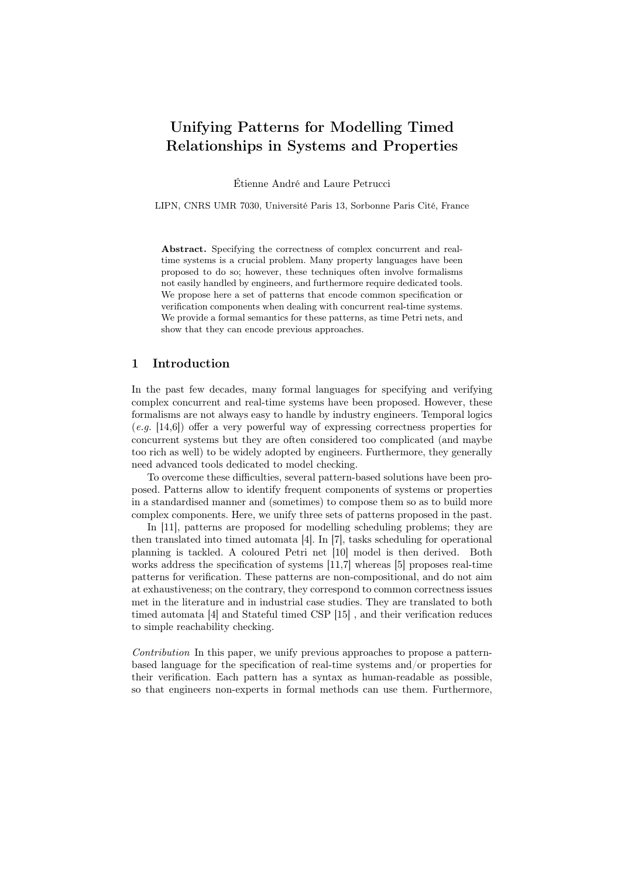# Unifying Patterns for Modelling Timed Relationships in Systems and Properties

Étienne André and Laure Petrucci

LIPN, CNRS UMR 7030, Université Paris 13, Sorbonne Paris Cité, France

**Abstract.** Specifying the correctness of complex concurrent and real-time systems is a crucial problem. Many property languages have been proposed to do so; however, these techniques often involve formalisms not easily handled by engineers, and furthermore require dedicated tools. We propose here a set of patterns that encode common specification or verification components when dealing with concurrent real-time systems. We provide a formal semantics for these patterns, as time Petri nets, and show that they can encode previous approaches.

## 1 Introduction

In the past few decades, many formal languages for specifying and verifying complex concurrent and real-time systems have been proposed. However, these formalisms are not always easy to handle by industry engineers. Temporal logics (*e.g.* [14,6]) offer a very powerful way of expressing correctness properties for concurrent systems but they are often considered too complicated (and maybe too rich as well) to be widely adopted by engineers. Furthermore, they generally need advanced tools dedicated to model checking.

To overcome these difficulties, several pattern-based solutions have been proposed. Patterns allow to identify frequent components of systems or properties in a standardised manner and (sometimes) to compose them so as to build more complex components. Here, we unify three sets of patterns proposed in the past.

In [11], patterns are proposed for modelling scheduling problems; they are then translated into timed automata [4]. In [7], tasks scheduling for operational planning is tackled. A coloured Petri net [10] model is then derived. Both works address the specification of systems [11,7] whereas [5] proposes real-time patterns for verification. These patterns are non-compositional, and do not aim at exhaustiveness; on the contrary, they correspond to common correctness issues met in the literature and in industrial case studies. They are translated to both timed automata [4] and Stateful timed CSP [15] , and their verification reduces to simple reachability checking.

*Contribution* In this paper, we unify previous approaches to propose a pattern-based language for the specification of real-time systems and/or properties for their verification. Each pattern has a syntax as human-readable as possible, so that engineers non-experts in formal methods can use them. Furthermore,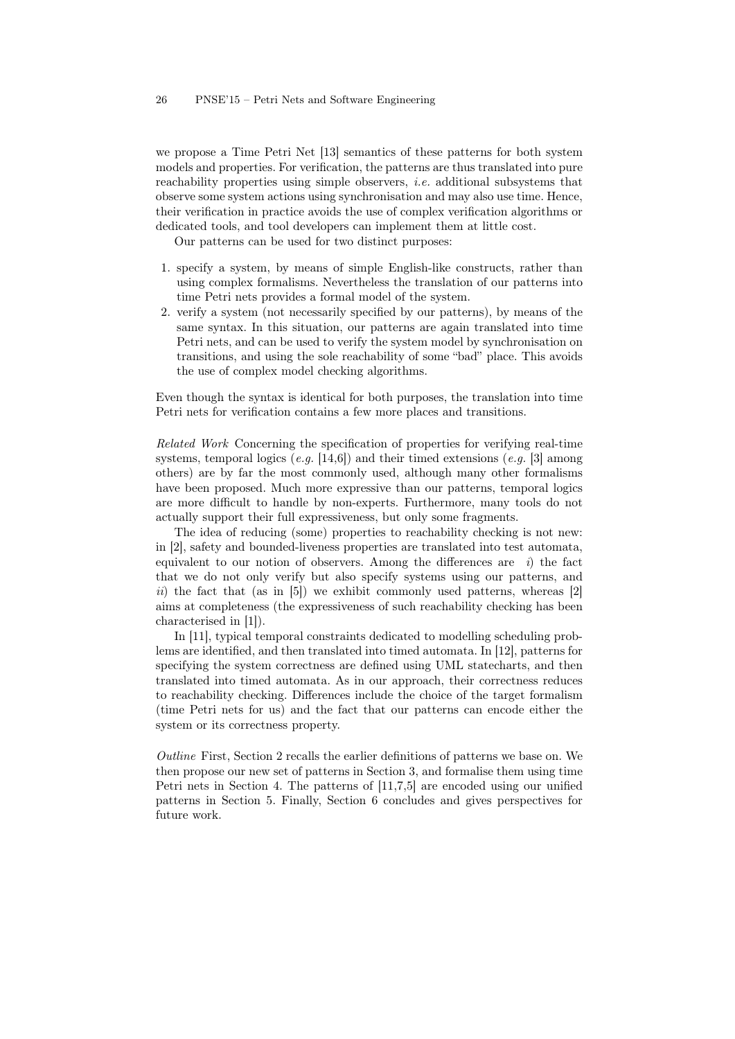we propose a Time Petri Net [13] semantics of these patterns for both system models and properties. For verification, the patterns are thus translated into pure reachability properties using simple observers, *i.e.* additional subsystems that observe some system actions using synchronisation and may also use time. Hence, their verification in practice avoids the use of complex verification algorithms or dedicated tools, and tool developers can implement them at little cost.

Our patterns can be used for two distinct purposes:

1. specify a system, by means of simple English-like constructs, rather than using complex formalisms. Nevertheless the translation of our patterns into time Petri nets provides a formal model of the system.
2. verify a system (not necessarily specified by our patterns), by means of the same syntax. In this situation, our patterns are again translated into time Petri nets, and can be used to verify the system model by synchronisation on transitions, and using the sole reachability of some "bad" place. This avoids the use of complex model checking algorithms.

Even though the syntax is identical for both purposes, the translation into time Petri nets for verification contains a few more places and transitions.

*Related Work* Concerning the specification of properties for verifying real-time systems, temporal logics (*e.g.* [14,6]) and their timed extensions (*e.g.* [3] among others) are by far the most commonly used, although many other formalisms have been proposed. Much more expressive than our patterns, temporal logics are more difficult to handle by non-experts. Furthermore, many tools do not actually support their full expressiveness, but only some fragments.

The idea of reducing (some) properties to reachability checking is not new: in [2], safety and bounded-liveness properties are translated into test automata, equivalent to our notion of observers. Among the differences are *i*) the fact that we do not only verify but also specify systems using our patterns, and *ii*) the fact that (as in [5]) we exhibit commonly used patterns, whereas [2] aims at completeness (the expressiveness of such reachability checking has been characterised in [1]).

In [11], typical temporal constraints dedicated to modelling scheduling problems are identified, and then translated into timed automata. In [12], patterns for specifying the system correctness are defined using UML statecharts, and then translated into timed automata. As in our approach, their correctness reduces to reachability checking. Differences include the choice of the target formalism (time Petri nets for us) and the fact that our patterns can encode either the system or its correctness property.

*Outline* First, Section 2 recalls the earlier definitions of patterns we base on. We then propose our new set of patterns in Section 3, and formalise them using time Petri nets in Section 4. The patterns of [11,7,5] are encoded using our unified patterns in Section 5. Finally, Section 6 concludes and gives perspectives for future work.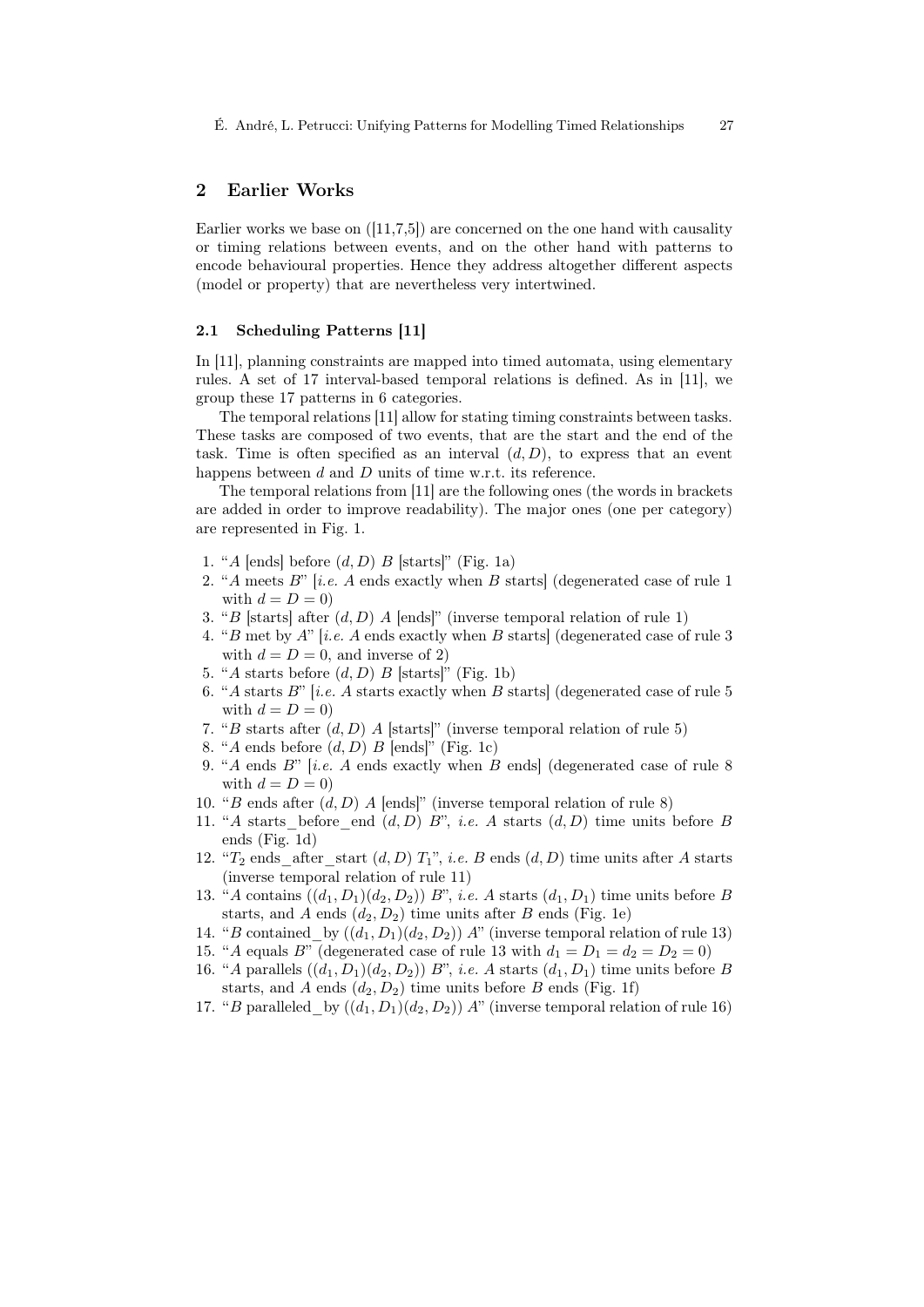## 2 Earlier Works

Earlier works we base on ([11,7,5]) are concerned on the one hand with causality or timing relations between events, and on the other hand with patterns to encode behavioural properties. Hence they address altogether different aspects (model or property) that are nevertheless very intertwined.

### 2.1 Scheduling Patterns [11]

In [11], planning constraints are mapped into timed automata, using elementary rules. A set of 17 interval-based temporal relations is defined. As in [11], we group these 17 patterns in 6 categories.

The temporal relations [11] allow for stating timing constraints between tasks. These tasks are composed of two events, that are the start and the end of the task. Time is often specified as an interval $(d, D)$, to express that an event happens between $d$ and $D$ units of time w.r.t. its reference.

The temporal relations from [11] are the following ones (the words in brackets are added in order to improve readability). The major ones (one per category) are represented in Fig. 1.

1. "$A$ [ends] before $(d, D)$ $B$ [starts]" (Fig. 1a)
2. "$A$ meets $B$" [*i.e.* $A$ ends exactly when $B$ starts] (degenerated case of rule 1 with $d = D = 0$)
3. "$B$ [starts] after $(d, D)$ $A$ [ends]" (inverse temporal relation of rule 1)
4. "$B$ met by $A$" [*i.e.* $A$ ends exactly when $B$ starts] (degenerated case of rule 3 with $d = D = 0$, and inverse of 2)
5. "$A$ starts before $(d, D)$ $B$ [starts]" (Fig. 1b)
6. "$A$ starts $B$" [*i.e.* $A$ starts exactly when $B$ starts] (degenerated case of rule 5 with $d = D = 0$)
7. "$B$ starts after $(d, D)$ $A$ [starts]" (inverse temporal relation of rule 5)
8. "$A$ ends before $(d, D)$ $B$ [ends]" (Fig. 1c)
9. "$A$ ends $B$" [*i.e.* $A$ ends exactly when $B$ ends] (degenerated case of rule 8 with $d = D = 0$)
10. "$B$ ends after $(d, D)$ $A$ [ends]" (inverse temporal relation of rule 8)
11. "$A$ starts_before_end $(d, D)$ $B$", *i.e.* $A$ starts $(d, D)$ time units before $B$ ends (Fig. 1d)
12. "$T_2$ ends_after_start $(d, D)$ $T_1$", *i.e.* $B$ ends $(d, D)$ time units after $A$ starts (inverse temporal relation of rule 11)
13. "$A$ contains $((d_1, D_1)(d_2, D_2))$ $B$", *i.e.* $A$ starts $(d_1, D_1)$ time units before $B$ starts, and $A$ ends $(d_2, D_2)$ time units after $B$ ends (Fig. 1e)
14. "$B$ contained_by $((d_1, D_1)(d_2, D_2))$ $A$" (inverse temporal relation of rule 13)
15. "$A$ equals $B$" (degenerated case of rule 13 with $d_1 = D_1 = d_2 = D_2 = 0$)
16. "$A$ parallels $((d_1, D_1)(d_2, D_2))$ $B$", *i.e.* $A$ starts $(d_1, D_1)$ time units before $B$ starts, and $A$ ends $(d_2, D_2)$ time units before $B$ ends (Fig. 1f)
17. "$B$ paralleled_by $((d_1, D_1)(d_2, D_2))$ $A$" (inverse temporal relation of rule 16)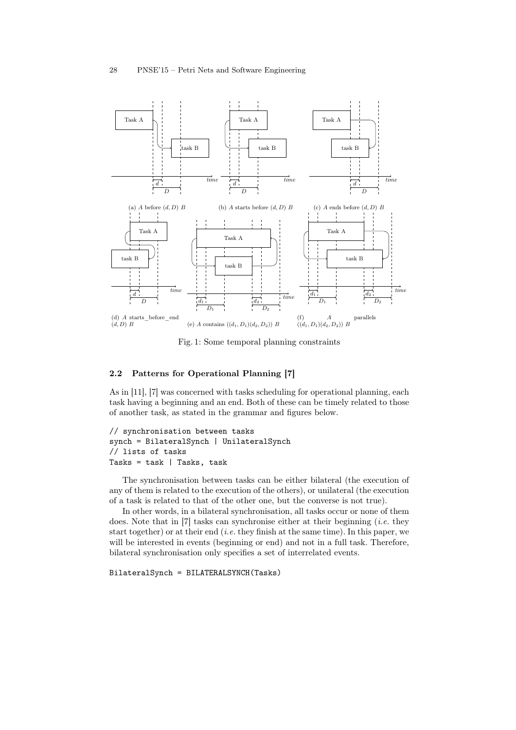Task A

task B

time

$d$

$D$

(a) $A$ before $(d, D)$ $B$

Task A

task B

time

$d$

$D$

(b) $A$ starts before $(d, D)$ $B$

Task A

task B

time

$d$

$D$

(c) $A$ ends before $(d, D)$ $B$

Task A

task B

time

$d$

$D$

(d) $A$ starts_before_end $(d, D)$ $B$

Task A

task B

time

$d_1$

$D_1$

$d_2$

$D_2$

(e) $A$ contains $((d_1, D_1)(d_2, D_2))$ $B$

Task A

task B

time

$d_1$

$D_1$

$d_2$

$D_2$

(f) $A$ parallels $((d_1, D_1)(d_2, D_2))$ $B$

Fig. 1: Some temporal planning constraints

### 2.2 Patterns for Operational Planning [7]

As in [11], [7] was concerned with tasks scheduling for operational planning, each task having a beginning and an end. Both of these can be timely related to those of another task, as stated in the grammar and figures below.

```
// synchronisation between tasks
synch = BilateralSynch | UnilateralSynch
// lists of tasks
Tasks = task | Tasks, task
```

The synchronisation between tasks can be either bilateral (the execution of any of them is related to the execution of the others), or unilateral (the execution of a task is related to that of the other one, but the converse is not true).

In other words, in a bilateral synchronisation, all tasks occur or none of them does. Note that in [7] tasks can synchronise either at their beginning (*i.e.* they start together) or at their end (*i.e.* they finish at the same time). In this paper, we will be interested in events (beginning or end) and not in a full task. Therefore, bilateral synchronisation only specifies a set of interrelated events.

```
BilateralSynch = BILATERALSYNCH(Tasks)
```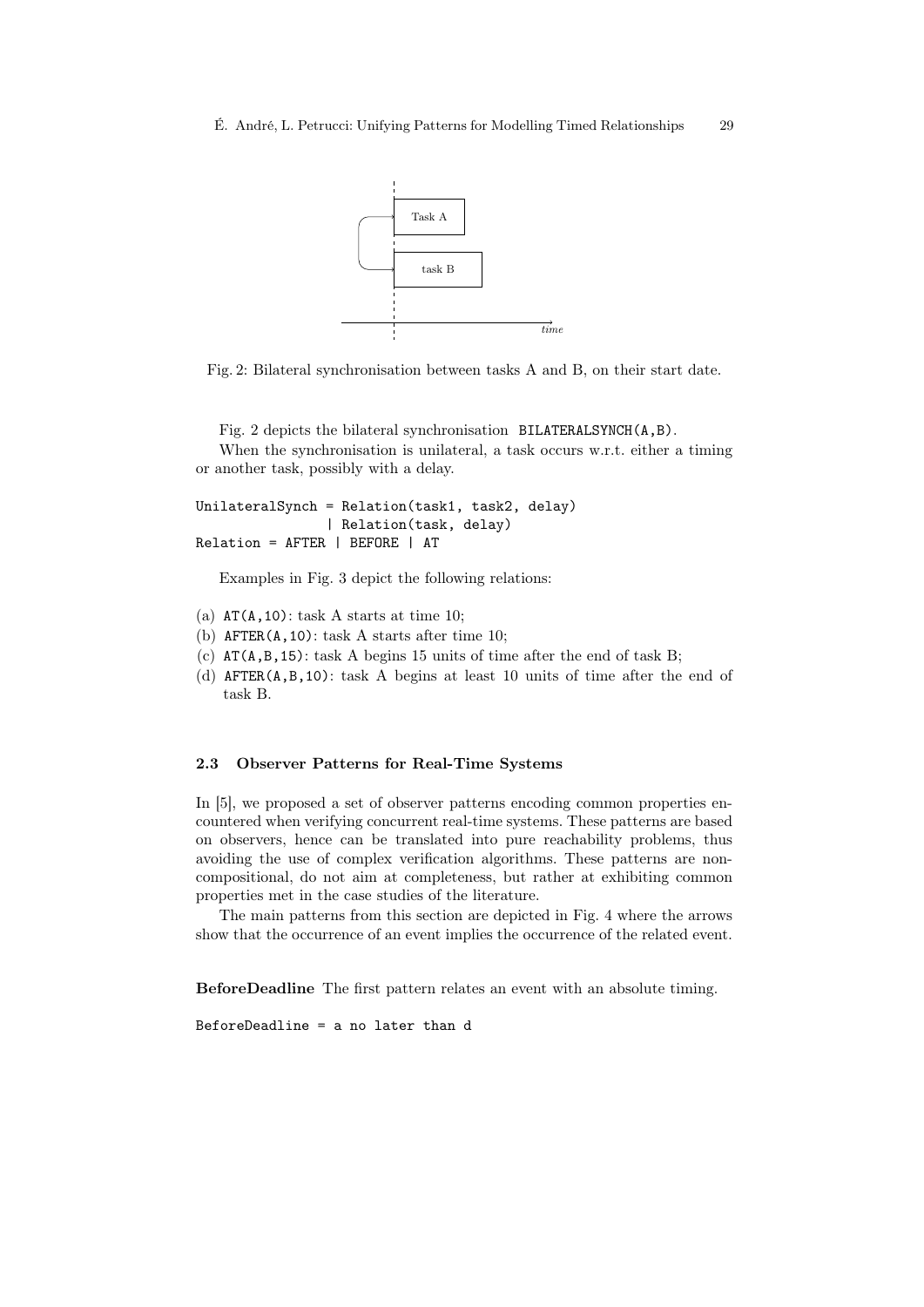Task A

task B

time

Fig. 2: Bilateral synchronisation between tasks A and B, on their start date.

Fig. 2 depicts the bilateral synchronisation `BILATERALSYNCH(A,B)`.

When the synchronisation is unilateral, a task occurs w.r.t. either a timing or another task, possibly with a delay.

```
UnilateralSynch = Relation(task1, task2, delay)
                | Relation(task, delay)
Relation = AFTER | BEFORE | AT
```

Examples in Fig. 3 depict the following relations:

(a) `AT(A,10)`: task A starts at time 10;
(b) `AFTER(A,10)`: task A starts after time 10;
(c) `AT(A,B,15)`: task A begins 15 units of time after the end of task B;
(d) `AFTER(A,B,10)`: task A begins at least 10 units of time after the end of task B.

### 2.3 Observer Patterns for Real-Time Systems

In [5], we proposed a set of observer patterns encoding common properties encountered when verifying concurrent real-time systems. These patterns are based on observers, hence can be translated into pure reachability problems, thus avoiding the use of complex verification algorithms. These patterns are non-compositional, do not aim at completeness, but rather at exhibiting common properties met in the case studies of the literature.

The main patterns from this section are depicted in Fig. 4 where the arrows show that the occurrence of an event implies the occurrence of the related event.

**BeforeDeadline** The first pattern relates an event with an absolute timing.

```
BeforeDeadline = a no later than d
```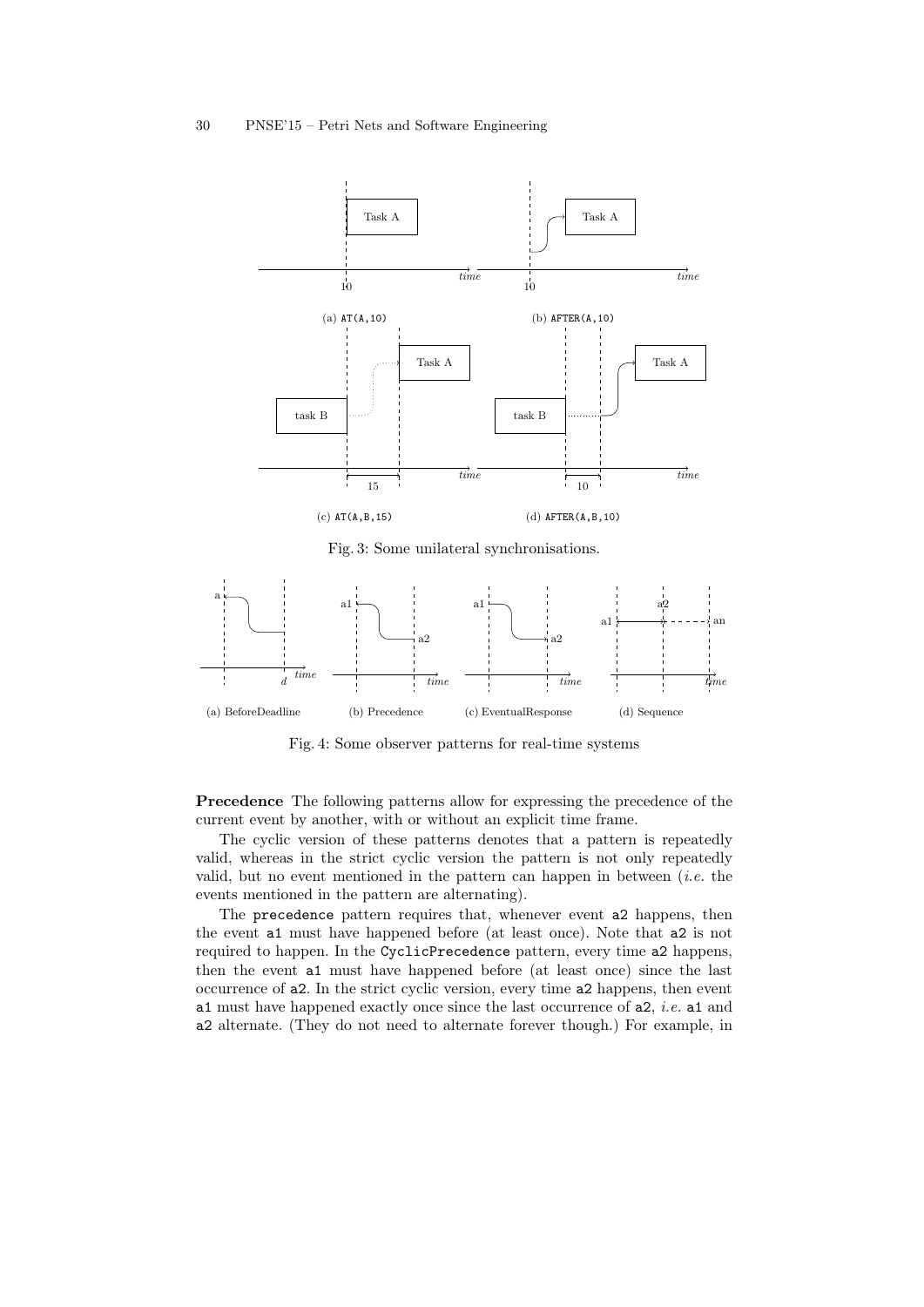Task A

10

time

(a) AT(A,10)

Task A

10

time

(b) AFTER(A,10)

task B

Task A

15

time

(c) AT(A,B,15)

task B

Task A

10

time

(d) AFTER(A,B,10)

Fig. 3: Some unilateral synchronisations.

a

d

time

(a) BeforeDeadline

a1

a2

time

(b) Precedence

a1

a2

time

(c) EventualResponse

a1

a2

an

time

(d) Sequence

Fig. 4: Some observer patterns for real-time systems

**Precedence** The following patterns allow for expressing the precedence of the current event by another, with or without an explicit time frame.

The cyclic version of these patterns denotes that a pattern is repeatedly valid, whereas in the strict cyclic version the pattern is not only repeatedly valid, but no event mentioned in the pattern can happen in between (*i.e.* the events mentioned in the pattern are alternating).

The `precedence` pattern requires that, whenever event `a2` happens, then the event `a1` must have happened before (at least once). Note that `a2` is not required to happen. In the `CyclicPrecedence` pattern, every time `a2` happens, then the event `a1` must have happened before (at least once) since the last occurrence of `a2`. In the strict cyclic version, every time `a2` happens, then event `a1` must have happened exactly once since the last occurrence of `a2`, *i.e.* `a1` and `a2` alternate. (They do not need to alternate forever though.) For example, in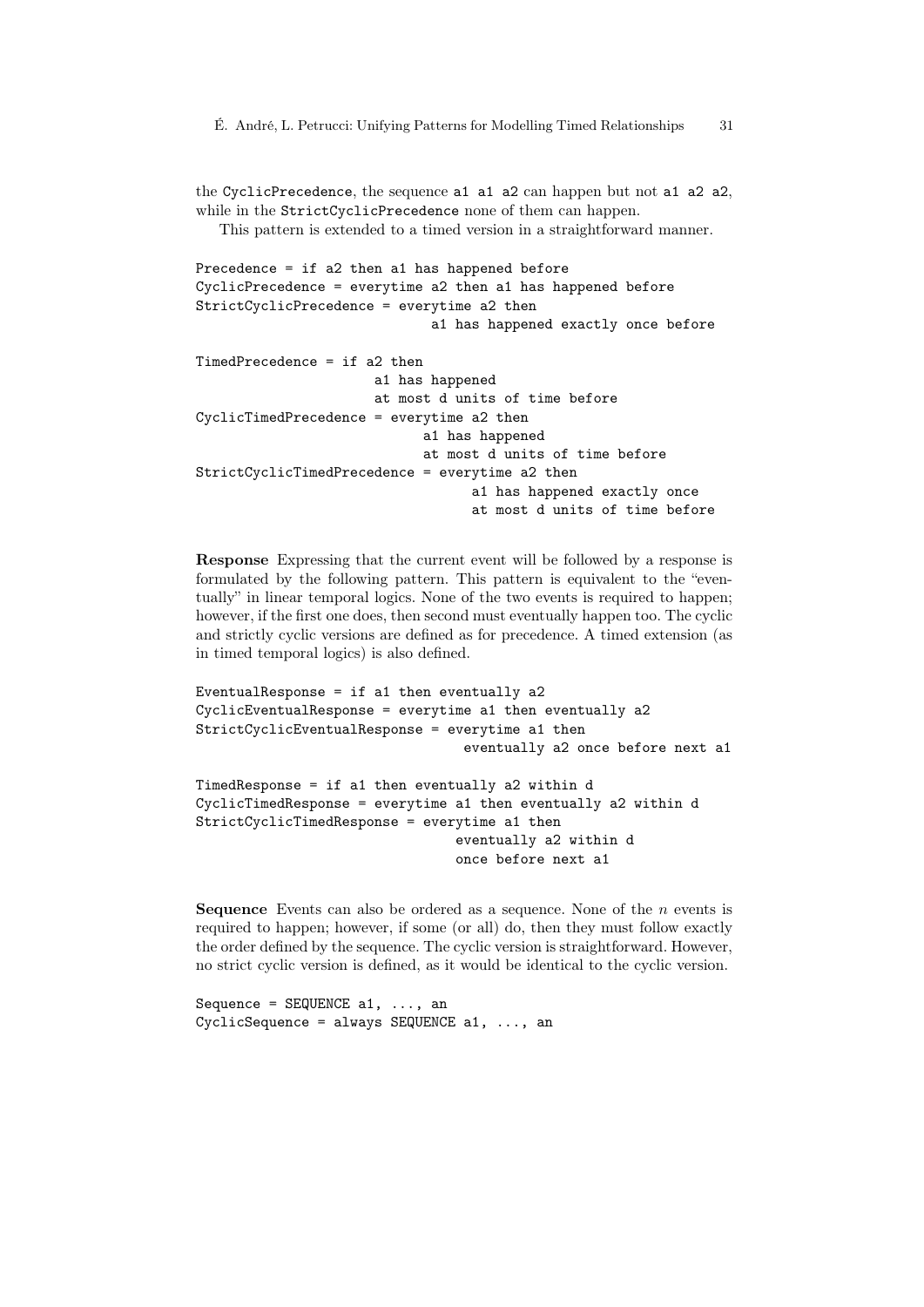the `CyclicPrecedence`, the sequence `a1 a1 a2` can happen but not `a1 a2 a2`, while in the `StrictCyclicPrecedence` none of them can happen.

This pattern is extended to a timed version in a straightforward manner.

```
Precedence = if a2 then a1 has happened before
CyclicPrecedence = everytime a2 then a1 has happened before
StrictCyclicPrecedence = everytime a2 then
                            a1 has happened exactly once before

TimedPrecedence = if a2 then
                      a1 has happened
                      at most d units of time before
CyclicTimedPrecedence = everytime a2 then
                            a1 has happened
                            at most d units of time before
StrictCyclicTimedPrecedence = everytime a2 then
                                  a1 has happened exactly once
                                  at most d units of time before
```

**Response** Expressing that the current event will be followed by a response is formulated by the following pattern. This pattern is equivalent to the "eventually" in linear temporal logics. None of the two events is required to happen; however, if the first one does, then second must eventually happen too. The cyclic and strictly cyclic versions are defined as for precedence. A timed extension (as in timed temporal logics) is also defined.

```
EventualResponse = if a1 then eventually a2
CyclicEventualResponse = everytime a1 then eventually a2
StrictCyclicEventualResponse = everytime a1 then
                                   eventually a2 once before next a1

TimedResponse = if a1 then eventually a2 within d
CyclicTimedResponse = everytime a1 then eventually a2 within d
StrictCyclicTimedResponse = everytime a1 then
                                eventually a2 within d
                                once before next a1
```

**Sequence** Events can also be ordered as a sequence. None of the $n$ events is required to happen; however, if some (or all) do, then they must follow exactly the order defined by the sequence. The cyclic version is straightforward. However, no strict cyclic version is defined, as it would be identical to the cyclic version.

```
Sequence = SEQUENCE a1, ..., an
CyclicSequence = always SEQUENCE a1, ..., an
```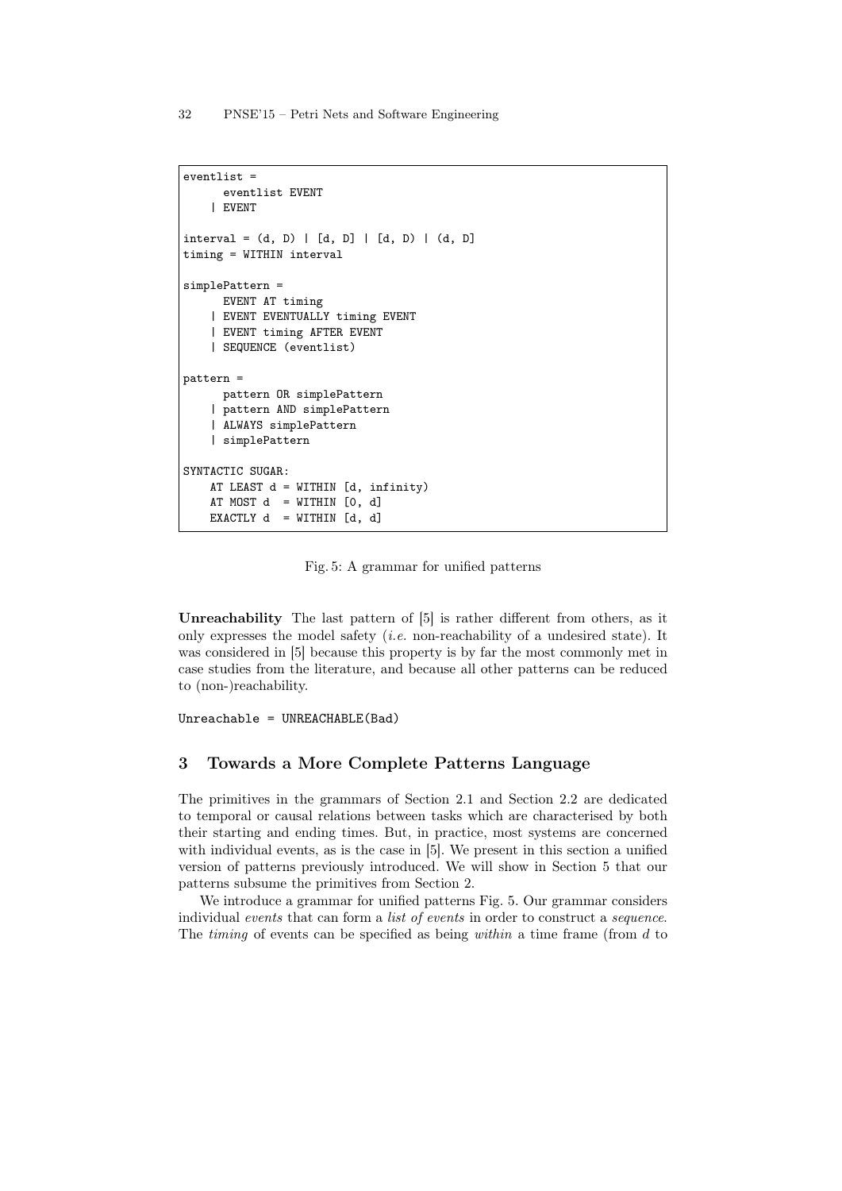```
eventlist =
      eventlist EVENT
    | EVENT

interval = (d, D) | [d, D] | [d, D) | (d, D]
timing = WITHIN interval

simplePattern =
      EVENT AT timing
    | EVENT EVENTUALLY timing EVENT
    | EVENT timing AFTER EVENT
    | SEQUENCE (eventlist)

pattern =
      pattern OR simplePattern
    | pattern AND simplePattern
    | ALWAYS simplePattern
    | simplePattern

SYNTACTIC SUGAR:
    AT LEAST d = WITHIN [d, infinity)
    AT MOST d  = WITHIN [0, d]
    EXACTLY d  = WITHIN [d, d]
```

Fig. 5: A grammar for unified patterns

**Unreachability** The last pattern of [5] is rather different from others, as it only expresses the model safety (*i.e.* non-reachability of a undesired state). It was considered in [5] because this property is by far the most commonly met in case studies from the literature, and because all other patterns can be reduced to (non-)reachability.

```
Unreachable = UNREACHABLE(Bad)
```

## 3 Towards a More Complete Patterns Language

The primitives in the grammars of Section 2.1 and Section 2.2 are dedicated to temporal or causal relations between tasks which are characterised by both their starting and ending times. But, in practice, most systems are concerned with individual events, as is the case in [5]. We present in this section a unified version of patterns previously introduced. We will show in Section 5 that our patterns subsume the primitives from Section 2.

We introduce a grammar for unified patterns Fig. 5. Our grammar considers individual *events* that can form a *list of events* in order to construct a *sequence*. The *timing* of events can be specified as being *within* a time frame (from $d$ to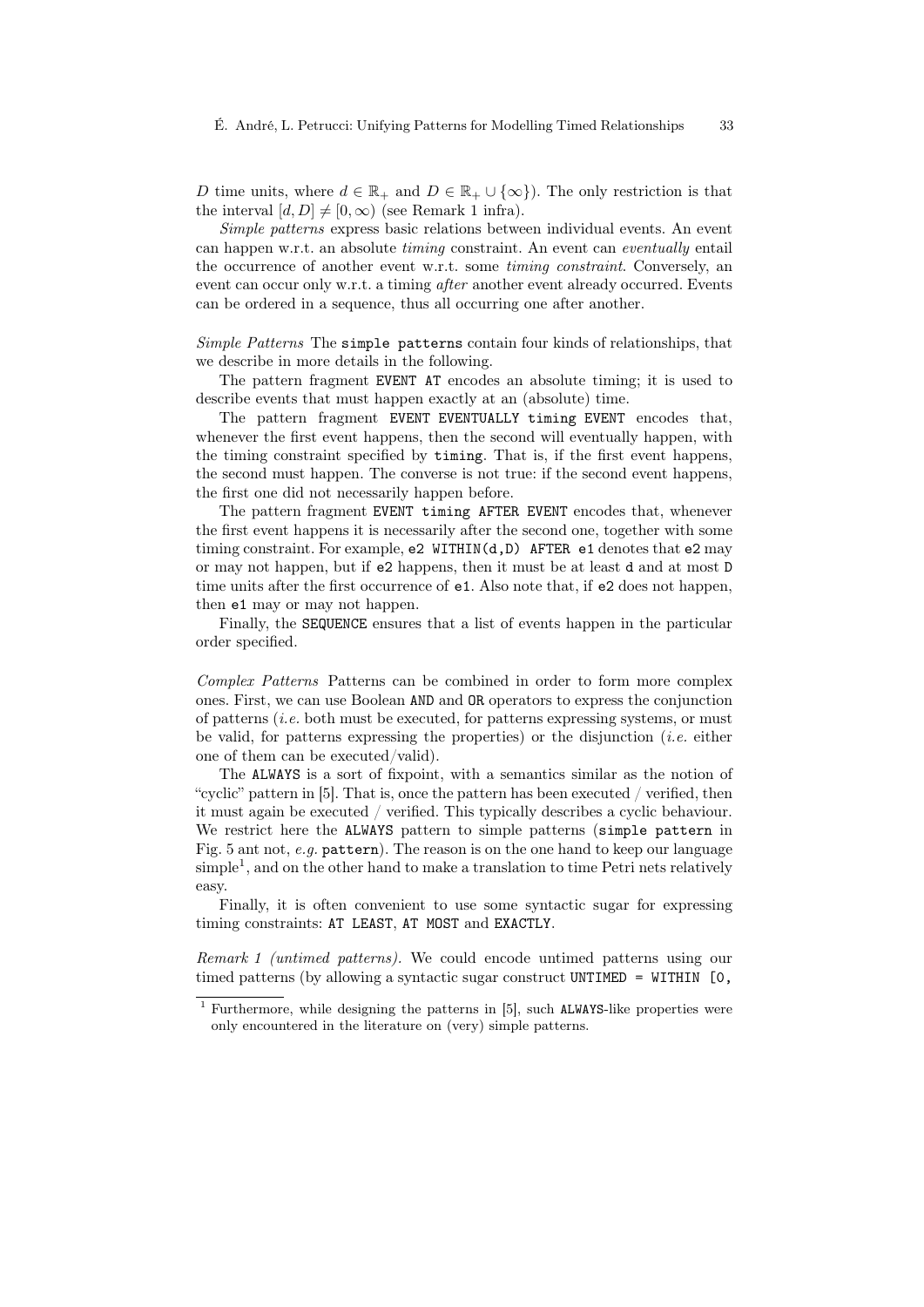$D$ time units, where $d \in \mathbb{R}_+$ and $D \in \mathbb{R}_+ \cup \{\infty\}$). The only restriction is that the interval $[d, D] \neq [0, \infty)$ (see Remark 1 infra).

*Simple patterns* express basic relations between individual events. An event can happen w.r.t. an absolute *timing* constraint. An event can *eventually* entail the occurrence of another event w.r.t. some *timing constraint*. Conversely, an event can occur only w.r.t. a timing *after* another event already occurred. Events can be ordered in a sequence, thus all occurring one after another.

*Simple Patterns* The `simple patterns` contain four kinds of relationships, that we describe in more details in the following.

The pattern fragment `EVENT AT` encodes an absolute timing; it is used to describe events that must happen exactly at an (absolute) time.

The pattern fragment `EVENT EVENTUALLY timing EVENT` encodes that, whenever the first event happens, then the second will eventually happen, with the timing constraint specified by `timing`. That is, if the first event happens, the second must happen. The converse is not true: if the second event happens, the first one did not necessarily happen before.

The pattern fragment `EVENT timing AFTER EVENT` encodes that, whenever the first event happens it is necessarily after the second one, together with some timing constraint. For example, `e2 WITHIN(d,D) AFTER e1` denotes that `e2` may or may not happen, but if `e2` happens, then it must be at least `d` and at most `D` time units after the first occurrence of `e1`. Also note that, if `e2` does not happen, then `e1` may or may not happen.

Finally, the `SEQUENCE` ensures that a list of events happen in the particular order specified.

*Complex Patterns* Patterns can be combined in order to form more complex ones. First, we can use Boolean `AND` and `OR` operators to express the conjunction of patterns (*i.e.* both must be executed, for patterns expressing systems, or must be valid, for patterns expressing the properties) or the disjunction (*i.e.* either one of them can be executed/valid).

The `ALWAYS` is a sort of fixpoint, with a semantics similar as the notion of "cyclic" pattern in [5]. That is, once the pattern has been executed / verified, then it must again be executed / verified. This typically describes a cyclic behaviour. We restrict here the `ALWAYS` pattern to simple patterns (`simple pattern` in Fig. 5 ant not, *e.g.* `pattern`). The reason is on the one hand to keep our language simple[1], and on the other hand to make a translation to time Petri nets relatively easy.

Finally, it is often convenient to use some syntactic sugar for expressing timing constraints: `AT LEAST`, `AT MOST` and `EXACTLY`.

*Remark 1 (untimed patterns).* We could encode untimed patterns using our timed patterns (by allowing a syntactic sugar construct `UNTIMED = WITHIN [0,`

[1] Furthermore, while designing the patterns in [5], such `ALWAYS`-like properties were only encountered in the literature on (very) simple patterns.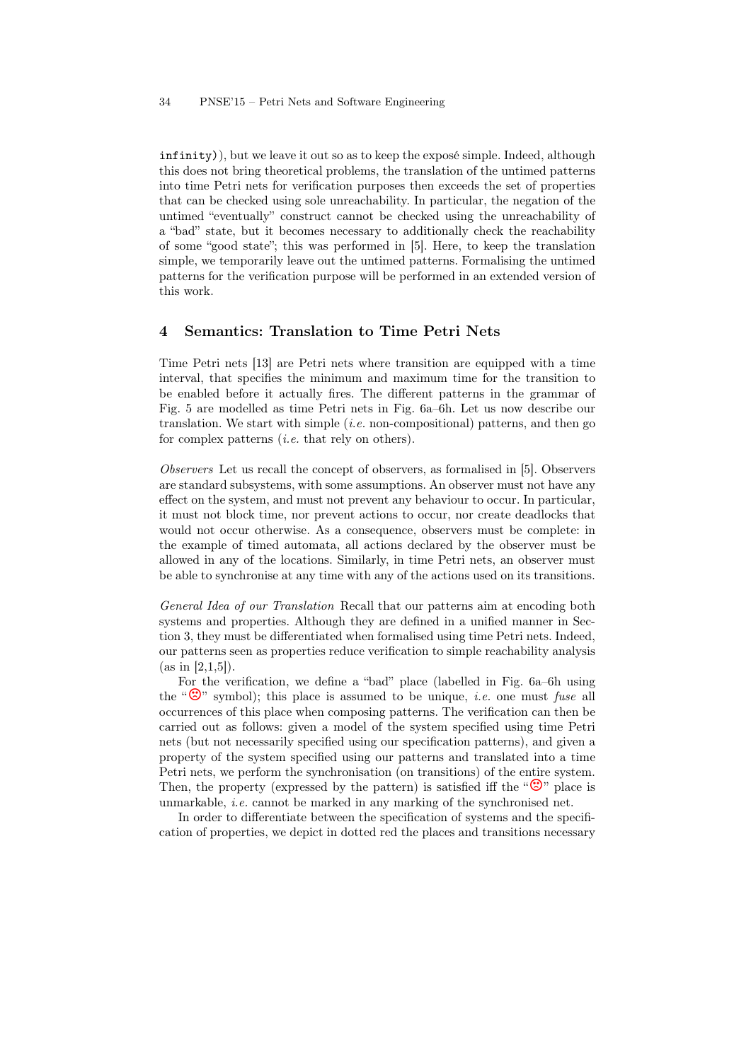`infinity)`), but we leave it out so as to keep the exposé simple. Indeed, although this does not bring theoretical problems, the translation of the untimed patterns into time Petri nets for verification purposes then exceeds the set of properties that can be checked using sole unreachability. In particular, the negation of the untimed "eventually" construct cannot be checked using the unreachability of a "bad" state, but it becomes necessary to additionally check the reachability of some "good state"; this was performed in [5]. Here, to keep the translation simple, we temporarily leave out the untimed patterns. Formalising the untimed patterns for the verification purpose will be performed in an extended version of this work.

## 4 Semantics: Translation to Time Petri Nets

Time Petri nets [13] are Petri nets where transition are equipped with a time interval, that specifies the minimum and maximum time for the transition to be enabled before it actually fires. The different patterns in the grammar of Fig. 5 are modelled as time Petri nets in Fig. 6a–6h. Let us now describe our translation. We start with simple (*i.e.* non-compositional) patterns, and then go for complex patterns (*i.e.* that rely on others).

*Observers* Let us recall the concept of observers, as formalised in [5]. Observers are standard subsystems, with some assumptions. An observer must not have any effect on the system, and must not prevent any behaviour to occur. In particular, it must not block time, nor prevent actions to occur, nor create deadlocks that would not occur otherwise. As a consequence, observers must be complete: in the example of timed automata, all actions declared by the observer must be allowed in any of the locations. Similarly, in time Petri nets, an observer must be able to synchronise at any time with any of the actions used on its transitions.

*General Idea of our Translation* Recall that our patterns aim at encoding both systems and properties. Although they are defined in a unified manner in Section 3, they must be differentiated when formalised using time Petri nets. Indeed, our patterns seen as properties reduce verification to simple reachability analysis (as in [2,1,5]).

For the verification, we define a "bad" place (labelled in Fig. 6a–6h using the "☹" symbol); this place is assumed to be unique, *i.e.* one must *fuse* all occurrences of this place when composing patterns. The verification can then be carried out as follows: given a model of the system specified using time Petri nets (but not necessarily specified using our specification patterns), and given a property of the system specified using our patterns and translated into a time Petri nets, we perform the synchronisation (on transitions) of the entire system. Then, the property (expressed by the pattern) is satisfied iff the "☹" place is unmarkable, *i.e.* cannot be marked in any marking of the synchronised net.

In order to differentiate between the specification of systems and the specification of properties, we depict in dotted red the places and transitions necessary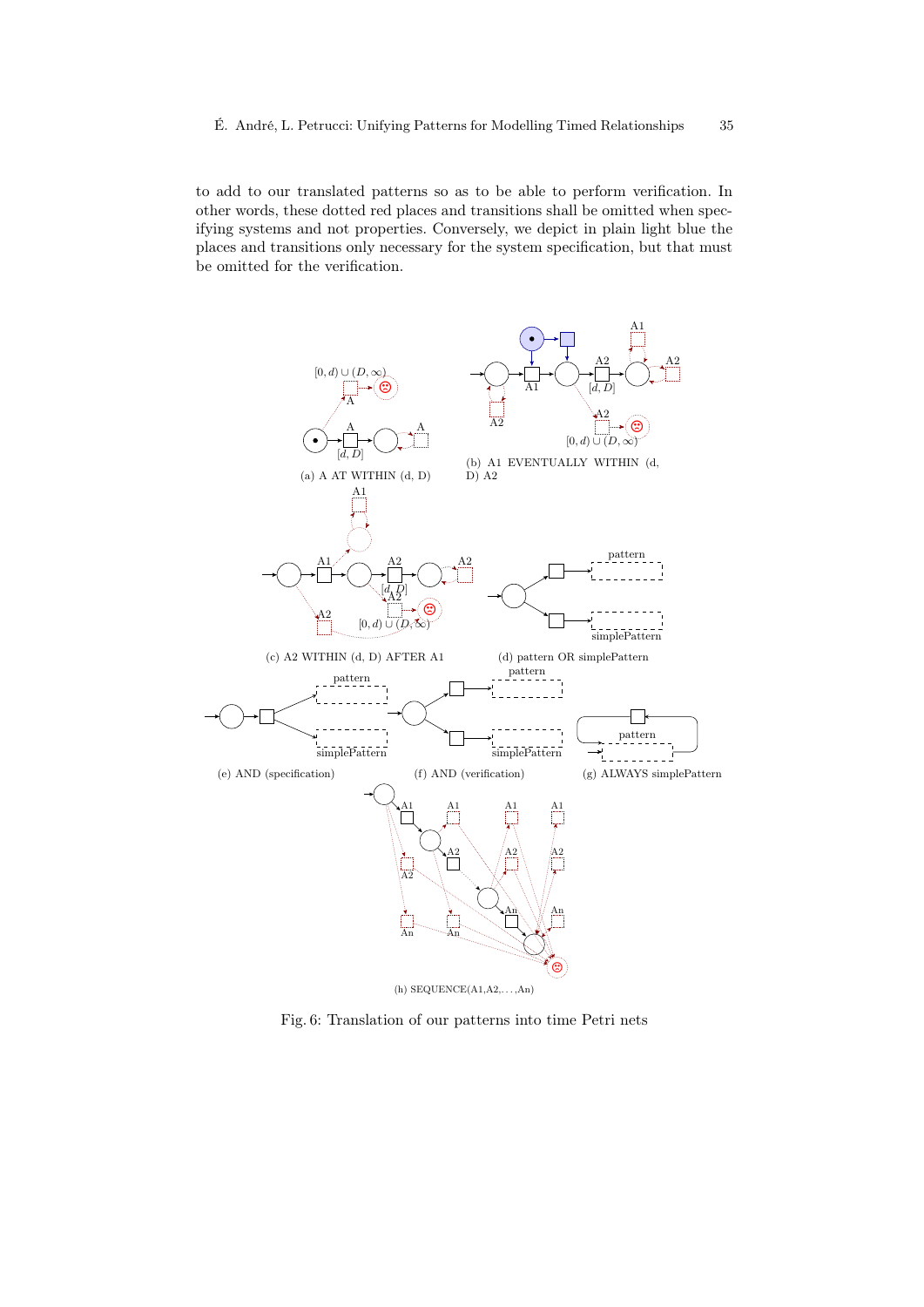to add to our translated patterns so as to be able to perform verification. In other words, these dotted red places and transitions shall be omitted when specifying systems and not properties. Conversely, we depict in plain light blue the places and transitions only necessary for the system specification, but that must be omitted for the verification.

$[0, d) \cup (D, \infty)$

A

A

A

$[d, D]$

(a) A AT WITHIN (d, D)

A1

A2

A2

A1

$[d, D]$

A2

A2

$[0, d) \cup (D, \infty)$

(b) A1 EVENTUALLY WITHIN (d, D) A2

A1

A1

A2

A2

$[d, D]$

A2

A2

$[0, d) \cup (D, \infty)$

(c) A2 WITHIN (d, D) AFTER A1

pattern

simplePattern

(d) pattern OR simplePattern

pattern

simplePattern

(e) AND (specification)

pattern

simplePattern

(f) AND (verification)

pattern

(g) ALWAYS simplePattern

A1 A1 A1 A1

A2 A2 A2 A2

An An An An An

(h) SEQUENCE(A1,A2,...,An)

Fig. 6: Translation of our patterns into time Petri nets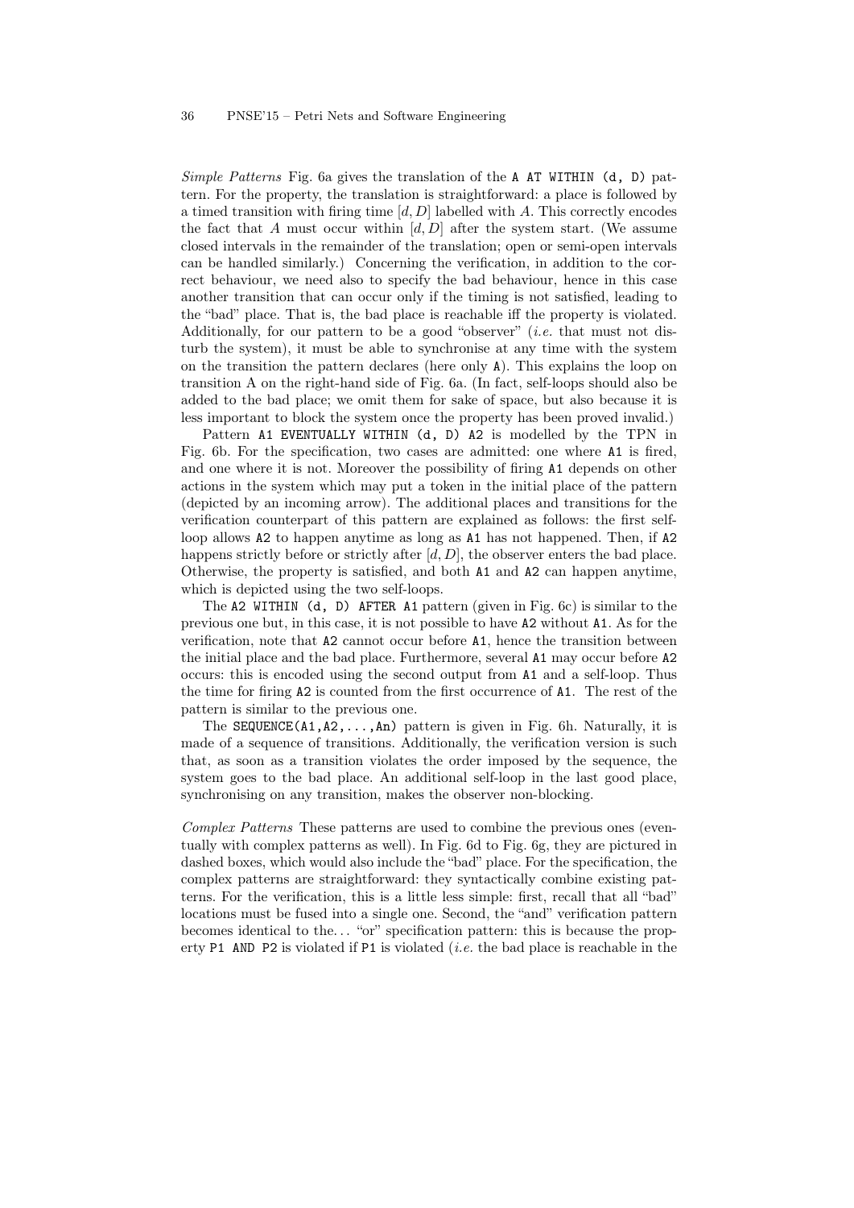*Simple Patterns* Fig. 6a gives the translation of the `A AT WITHIN (d, D)` pattern. For the property, the translation is straightforward: a place is followed by a timed transition with firing time $[d, D]$ labelled with $A$. This correctly encodes the fact that $A$ must occur within $[d, D]$ after the system start. (We assume closed intervals in the remainder of the translation; open or semi-open intervals can be handled similarly.) Concerning the verification, in addition to the correct behaviour, we need also to specify the bad behaviour, hence in this case another transition that can occur only if the timing is not satisfied, leading to the "bad" place. That is, the bad place is reachable iff the property is violated. Additionally, for our pattern to be a good "observer" (*i.e.* that must not disturb the system), it must be able to synchronise at any time with the system on the transition the pattern declares (here only `A`). This explains the loop on transition A on the right-hand side of Fig. 6a. (In fact, self-loops should also be added to the bad place; we omit them for sake of space, but also because it is less important to block the system once the property has been proved invalid.)

Pattern `A1 EVENTUALLY WITHIN (d, D) A2` is modelled by the TPN in Fig. 6b. For the specification, two cases are admitted: one where `A1` is fired, and one where it is not. Moreover the possibility of firing `A1` depends on other actions in the system which may put a token in the initial place of the pattern (depicted by an incoming arrow). The additional places and transitions for the verification counterpart of this pattern are explained as follows: the first self-loop allows `A2` to happen anytime as long as `A1` has not happened. Then, if `A2` happens strictly before or strictly after $[d, D]$, the observer enters the bad place. Otherwise, the property is satisfied, and both `A1` and `A2` can happen anytime, which is depicted using the two self-loops.

The `A2 WITHIN (d, D) AFTER A1` pattern (given in Fig. 6c) is similar to the previous one but, in this case, it is not possible to have `A2` without `A1`. As for the verification, note that `A2` cannot occur before `A1`, hence the transition between the initial place and the bad place. Furthermore, several `A1` may occur before `A2` occurs: this is encoded using the second output from `A1` and a self-loop. Thus the time for firing `A2` is counted from the first occurrence of `A1`. The rest of the pattern is similar to the previous one.

The `SEQUENCE(A1,A2,...,An)` pattern is given in Fig. 6h. Naturally, it is made of a sequence of transitions. Additionally, the verification version is such that, as soon as a transition violates the order imposed by the sequence, the system goes to the bad place. An additional self-loop in the last good place, synchronising on any transition, makes the observer non-blocking.

*Complex Patterns* These patterns are used to combine the previous ones (eventually with complex patterns as well). In Fig. 6d to Fig. 6g, they are pictured in dashed boxes, which would also include the "bad" place. For the specification, the complex patterns are straightforward: they syntactically combine existing patterns. For the verification, this is a little less simple: first, recall that all "bad" locations must be fused into a single one. Second, the "and" verification pattern becomes identical to the... "or" specification pattern: this is because the property `P1 AND P2` is violated if `P1` is violated (*i.e.* the bad place is reachable in the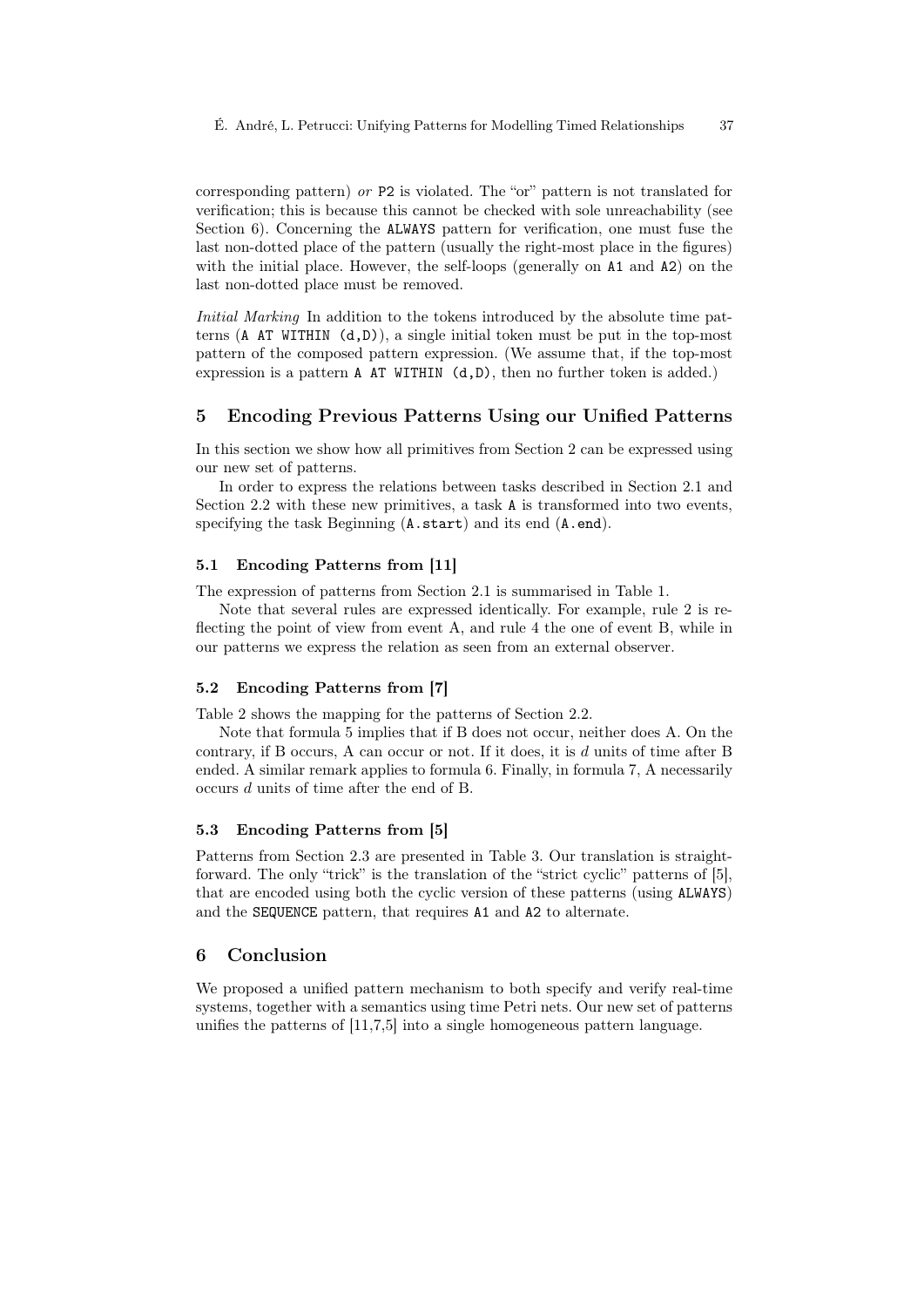corresponding pattern) *or* `P2` is violated. The "or" pattern is not translated for verification; this is because this cannot be checked with sole unreachability (see Section 6). Concerning the `ALWAYS` pattern for verification, one must fuse the last non-dotted place of the pattern (usually the right-most place in the figures) with the initial place. However, the self-loops (generally on `A1` and `A2`) on the last non-dotted place must be removed.

*Initial Marking* In addition to the tokens introduced by the absolute time patterns (`A AT WITHIN (d,D)`), a single initial token must be put in the top-most pattern of the composed pattern expression. (We assume that, if the top-most expression is a pattern `A AT WITHIN (d,D)`, then no further token is added.)

## 5 Encoding Previous Patterns Using our Unified Patterns

In this section we show how all primitives from Section 2 can be expressed using our new set of patterns.

In order to express the relations between tasks described in Section 2.1 and Section 2.2 with these new primitives, a task `A` is transformed into two events, specifying the task Beginning (`A.start`) and its end (`A.end`).

### 5.1 Encoding Patterns from [11]

The expression of patterns from Section 2.1 is summarised in Table 1.

Note that several rules are expressed identically. For example, rule 2 is reflecting the point of view from event A, and rule 4 the one of event B, while in our patterns we express the relation as seen from an external observer.

### 5.2 Encoding Patterns from [7]

Table 2 shows the mapping for the patterns of Section 2.2.

Note that formula 5 implies that if B does not occur, neither does A. On the contrary, if B occurs, A can occur or not. If it does, it is $d$ units of time after B ended. A similar remark applies to formula 6. Finally, in formula 7, A necessarily occurs $d$ units of time after the end of B.

### 5.3 Encoding Patterns from [5]

Patterns from Section 2.3 are presented in Table 3. Our translation is straightforward. The only "trick" is the translation of the "strict cyclic" patterns of [5], that are encoded using both the cyclic version of these patterns (using `ALWAYS`) and the `SEQUENCE` pattern, that requires `A1` and `A2` to alternate.

## 6 Conclusion

We proposed a unified pattern mechanism to both specify and verify real-time systems, together with a semantics using time Petri nets. Our new set of patterns unifies the patterns of [11,7,5] into a single homogeneous pattern language.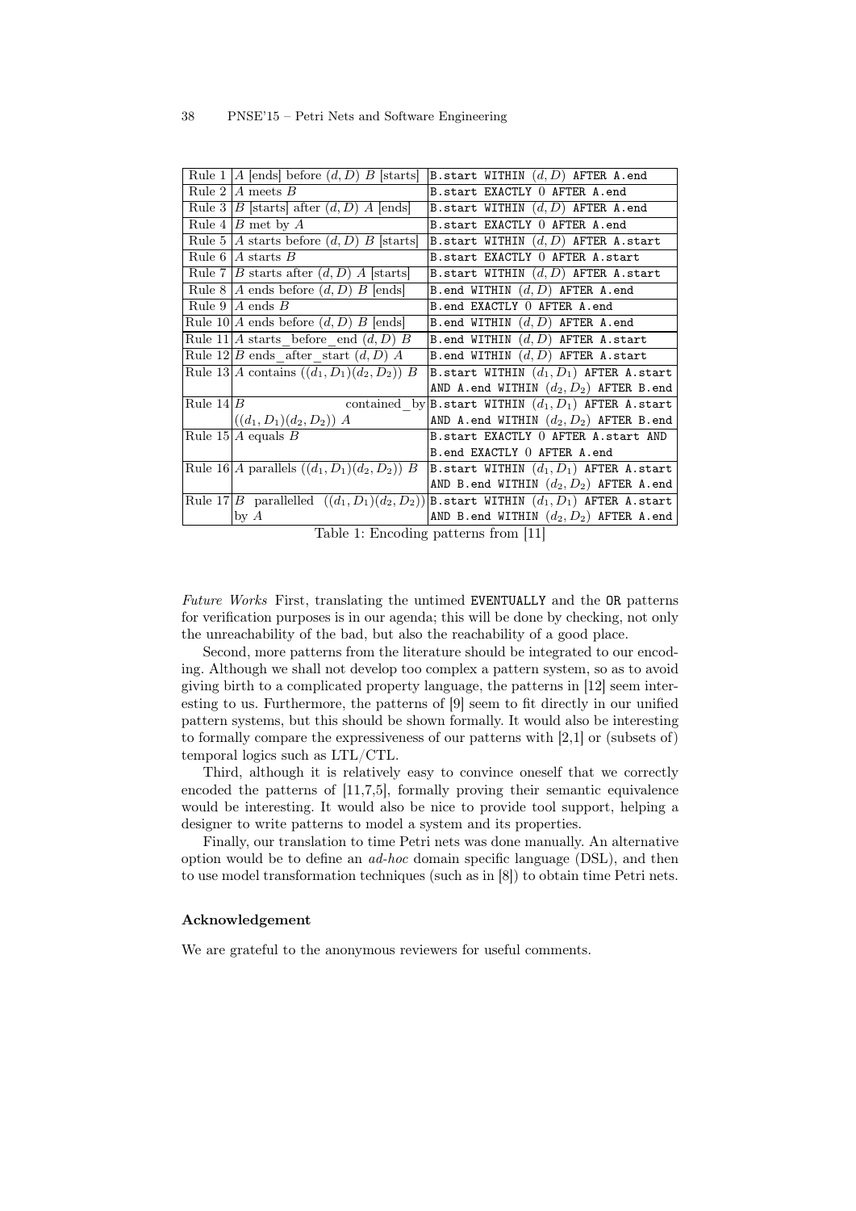| | | |
|---|---|---|
| Rule 1 | $A$ [ends] before $(d, D)$ $B$ [starts] | B.start WITHIN $(d, D)$ AFTER A.end |
| Rule 2 | $A$ meets $B$ | B.start EXACTLY 0 AFTER A.end |
| Rule 3 | $B$ [starts] after $(d, D)$ $A$ [ends] | B.start WITHIN $(d, D)$ AFTER A.end |
| Rule 4 | $B$ met by $A$ | B.start EXACTLY 0 AFTER A.end |
| Rule 5 | $A$ starts before $(d, D)$ $B$ [starts] | B.start WITHIN $(d, D)$ AFTER A.start |
| Rule 6 | $A$ starts $B$ | B.start EXACTLY 0 AFTER A.start |
| Rule 7 | $B$ starts after $(d, D)$ $A$ [starts] | B.start WITHIN $(d, D)$ AFTER A.start |
| Rule 8 | $A$ ends before $(d, D)$ $B$ [ends] | B.end WITHIN $(d, D)$ AFTER A.end |
| Rule 9 | $A$ ends $B$ | B.end EXACTLY 0 AFTER A.end |
| Rule 10 | $A$ ends before $(d, D)$ $B$ [ends] | B.end WITHIN $(d, D)$ AFTER A.end |
| Rule 11 | $A$ starts_before_end $(d, D)$ $B$ | B.end WITHIN $(d, D)$ AFTER A.start |
| Rule 12 | $B$ ends_after_start $(d, D)$ $A$ | B.end WITHIN $(d, D)$ AFTER A.start |
| Rule 13 | $A$ contains $((d_1, D_1)(d_2, D_2))$ $B$ | B.start WITHIN $(d_1, D_1)$ AFTER A.start AND A.end WITHIN $(d_2, D_2)$ AFTER B.end |
| Rule 14 | $B$ contained_by $((d_1, D_1)(d_2, D_2))$ $A$ | B.start WITHIN $(d_1, D_1)$ AFTER A.start AND A.end WITHIN $(d_2, D_2)$ AFTER B.end |
| Rule 15 | $A$ equals $B$ | B.start EXACTLY 0 AFTER A.start AND B.end EXACTLY 0 AFTER A.end |
| Rule 16 | $A$ parallels $((d_1, D_1)(d_2, D_2))$ $B$ | B.start WITHIN $(d_1, D_1)$ AFTER A.start AND B.end WITHIN $(d_2, D_2)$ AFTER A.end |
| Rule 17 | $B$ parallelled $((d_1, D_1)(d_2, D_2))$ by $A$ | B.start WITHIN $(d_1, D_1)$ AFTER A.start AND B.end WITHIN $(d_2, D_2)$ AFTER A.end |

Table 1: Encoding patterns from [11]

*Future Works* First, translating the untimed EVENTUALLY and the OR patterns for verification purposes is in our agenda; this will be done by checking, not only the unreachability of the bad, but also the reachability of a good place.

Second, more patterns from the literature should be integrated to our encoding. Although we shall not develop too complex a pattern system, so as to avoid giving birth to a complicated property language, the patterns in [12] seem interesting to us. Furthermore, the patterns of [9] seem to fit directly in our unified pattern systems, but this should be shown formally. It would also be interesting to formally compare the expressiveness of our patterns with [2,1] or (subsets of) temporal logics such as LTL/CTL.

Third, although it is relatively easy to convince oneself that we correctly encoded the patterns of [11,7,5], formally proving their semantic equivalence would be interesting. It would also be nice to provide tool support, helping a designer to write patterns to model a system and its properties.

Finally, our translation to time Petri nets was done manually. An alternative option would be to define an *ad-hoc* domain specific language (DSL), and then to use model transformation techniques (such as in [8]) to obtain time Petri nets.

### Acknowledgement

We are grateful to the anonymous reviewers for useful comments.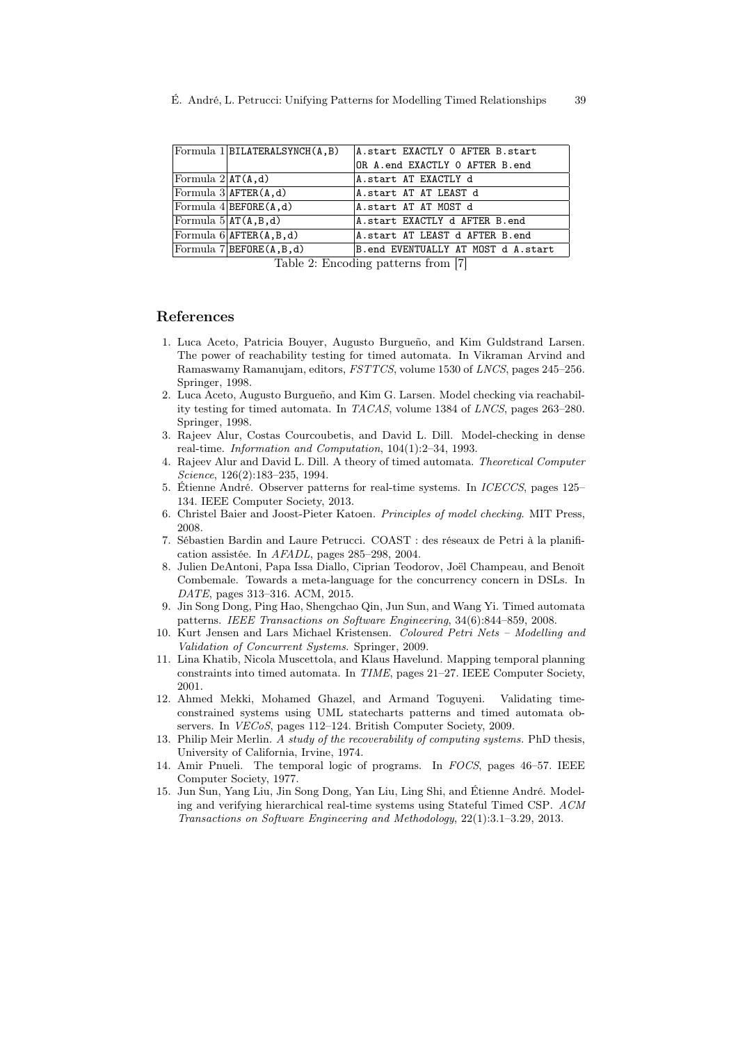| | | |
|---|---|---|
| Formula 1 | BILATERALSYNCH(A,B) | A.start EXACTLY 0 AFTER B.start OR A.end EXACTLY 0 AFTER B.end |
| Formula 2 | AT(A,d) | A.start AT EXACTLY d |
| Formula 3 | AFTER(A,d) | A.start AT AT LEAST d |
| Formula 4 | BEFORE(A,d) | A.start AT AT MOST d |
| Formula 5 | AT(A,B,d) | A.start EXACTLY d AFTER B.end |
| Formula 6 | AFTER(A,B,d) | A.start AT LEAST d AFTER B.end |
| Formula 7 | BEFORE(A,B,d) | B.end EVENTUALLY AT MOST d A.start |

Table 2: Encoding patterns from [7]

## References

1. Luca Aceto, Patricia Bouyer, Augusto Burgueño, and Kim Guldstrand Larsen. The power of reachability testing for timed automata. In Vikraman Arvind and Ramaswamy Ramanujam, editors, *FSTTCS*, volume 1530 of *LNCS*, pages 245–256. Springer, 1998.
2. Luca Aceto, Augusto Burgueño, and Kim G. Larsen. Model checking via reachability testing for timed automata. In *TACAS*, volume 1384 of *LNCS*, pages 263–280. Springer, 1998.
3. Rajeev Alur, Costas Courcoubetis, and David L. Dill. Model-checking in dense real-time. *Information and Computation*, 104(1):2–34, 1993.
4. Rajeev Alur and David L. Dill. A theory of timed automata. *Theoretical Computer Science*, 126(2):183–235, 1994.
5. Étienne André. Observer patterns for real-time systems. In *ICECCS*, pages 125–134. IEEE Computer Society, 2013.
6. Christel Baier and Joost-Pieter Katoen. *Principles of model checking*. MIT Press, 2008.
7. Sébastien Bardin and Laure Petrucci. COAST : des réseaux de Petri à la planification assistée. In *AFADL*, pages 285–298, 2004.
8. Julien DeAntoni, Papa Issa Diallo, Ciprian Teodorov, Joël Champeau, and Benoît Combemale. Towards a meta-language for the concurrency concern in DSLs. In *DATE*, pages 313–316. ACM, 2015.
9. Jin Song Dong, Ping Hao, Shengchao Qin, Jun Sun, and Wang Yi. Timed automata patterns. *IEEE Transactions on Software Engineering*, 34(6):844–859, 2008.
10. Kurt Jensen and Lars Michael Kristensen. *Coloured Petri Nets – Modelling and Validation of Concurrent Systems*. Springer, 2009.
11. Lina Khatib, Nicola Muscettola, and Klaus Havelund. Mapping temporal planning constraints into timed automata. In *TIME*, pages 21–27. IEEE Computer Society, 2001.
12. Ahmed Mekki, Mohamed Ghazel, and Armand Toguyeni. Validating time-constrained systems using UML statecharts patterns and timed automata observers. In *VECoS*, pages 112–124. British Computer Society, 2009.
13. Philip Meir Merlin. *A study of the recoverability of computing systems*. PhD thesis, University of California, Irvine, 1974.
14. Amir Pnueli. The temporal logic of programs. In *FOCS*, pages 46–57. IEEE Computer Society, 1977.
15. Jun Sun, Yang Liu, Jin Song Dong, Yan Liu, Ling Shi, and Étienne André. Modeling and verifying hierarchical real-time systems using Stateful Timed CSP. *ACM Transactions on Software Engineering and Methodology*, 22(1):3.1–3.29, 2013.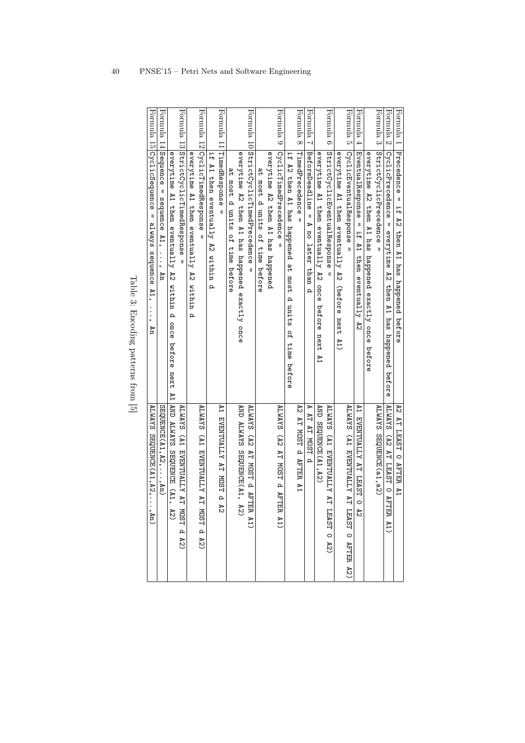| | | |
|---|---|---|
| Formula 1 | Precedence = if A2 then A1 has happened before | A2 AT LEAST 0 AFTER A1 |
| Formula 2 | CyclicPrecedence = everytime A2 then A1 has happened before | ALWAYS (A2 AT LEAST 0 AFTER A1) |
| Formula 3 | StrictCyclicPrecedence = everytime A2 then A1 has happened exactly once before | ALWAYS SEQUENCE(a1,a2) |
| Formula 4 | EventualResponse = if A1 then eventually A2 | A1 EVENTUALLY AT LEAST 0 A2 |
| Formula 5 | CyclicEventualResponse = everytime A1 then eventually A2 (before next A1) | ALWAYS (A1 EVENTUALLY AT LEAST 0 AFTER A2) |
| Formula 6 | StrictCyclicEventualResponse = everytime A1 then eventually A2 once before next A1 | ALWAYS (A1 EVENTUALLY AT LEAST 0 A2) AND SEQUENCE(A1,A2) |
| Formula 7 | BeforeDeadline = A no later than d | A AT AT MOST d |
| Formula 8 | TimedPrecedence = if A2 then A1 has happened at most d units of time before | A2 AT MOST d AFTER A1 |
| Formula 9 | CyclicTimedPrecedence = everytime A2 then A1 has happened at most d units of time before | ALWAYS (A2 AT MOST d AFTER A1) |
| Formula 10 | StrictCyclicTimedPrecedence = everytime A2 then A1 has happened exactly once at most d units of time before | ALWAYS (A2 AT MOST d AFTER A1) AND ALWAYS SEQUENCE(A1, A2) |
| Formula 11 | TimedResponse = if A1 then eventually A2 within d | A1 EVENTUALLY AT MOST d A2 |
| Formula 12 | CyclicTimedResponse = everytime A1 then eventually A2 within d | ALWAYS (A1 EVENTUALLY AT MOST d A2) |
| Formula 13 | StrictCyclicTimedResponse = everytime A1 then eventually A2 within d once before next A1 | ALWAYS (A1 EVENTUALLY AT MOST d A2) AND ALWAYS SEQUENCE (A1, A2) |
| Formula 14 | Sequence = sequence A1, ..., An | SEQUENCE(A1,A2,...,An) |
| Formula 15 | CyclicSequence = always sequence A1, ..., An | ALWAYS SEQUENCE(A1,A2,..,An) |

Table 3: Encoding patterns from [5]